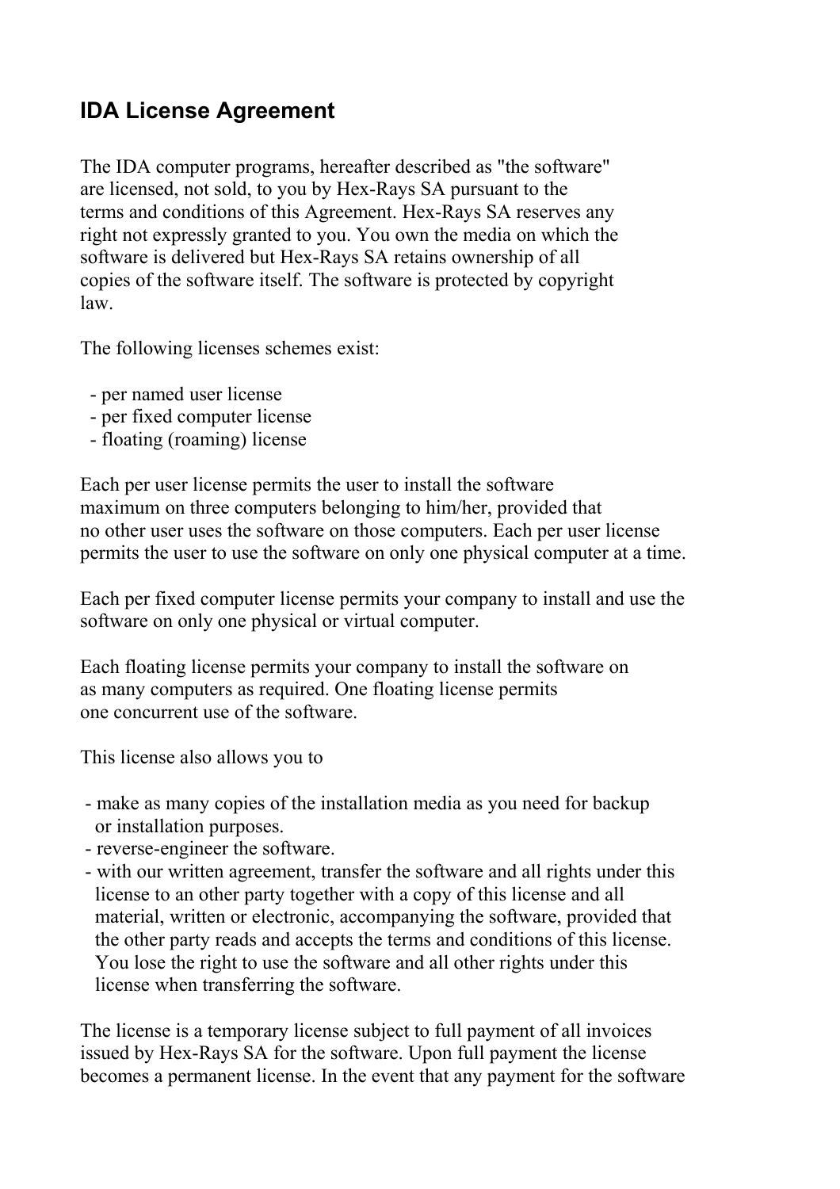## IDA License Agreement

The IDA computer programs, hereafter described as "the software" are licensed, not sold, to you by Hex-Rays SA pursuant to the terms and conditions of this Agreement. Hex-Rays SA reserves any right not expressly granted to you. You own the media on which the software is delivered but Hex-Rays SA retains ownership of all copies of the software itself. The software is protected by copyright law.

The following licenses schemes exist:

- per named user license
- per fixed computer license
- floating (roaming) license

Each per user license permits the user to install the software maximum on three computers belonging to him/her, provided that no other user uses the software on those computers. Each per user license permits the user to use the software on only one physical computer at a time.

Each per fixed computer license permits your company to install and use the software on only one physical or virtual computer.

Each floating license permits your company to install the software on as many computers as required. One floating license permits one concurrent use of the software.

This license also allows you to

- make as many copies of the installation media as you need for backup or installation purposes.
- reverse-engineer the software.
- with our written agreement, transfer the software and all rights under this license to an other party together with a copy of this license and all material, written or electronic, accompanying the software, provided that the other party reads and accepts the terms and conditions of this license. You lose the right to use the software and all other rights under this license when transferring the software.

The license is a temporary license subject to full payment of all invoices issued by Hex-Rays SA for the software. Upon full payment the license becomes a permanent license. In the event that any payment for the software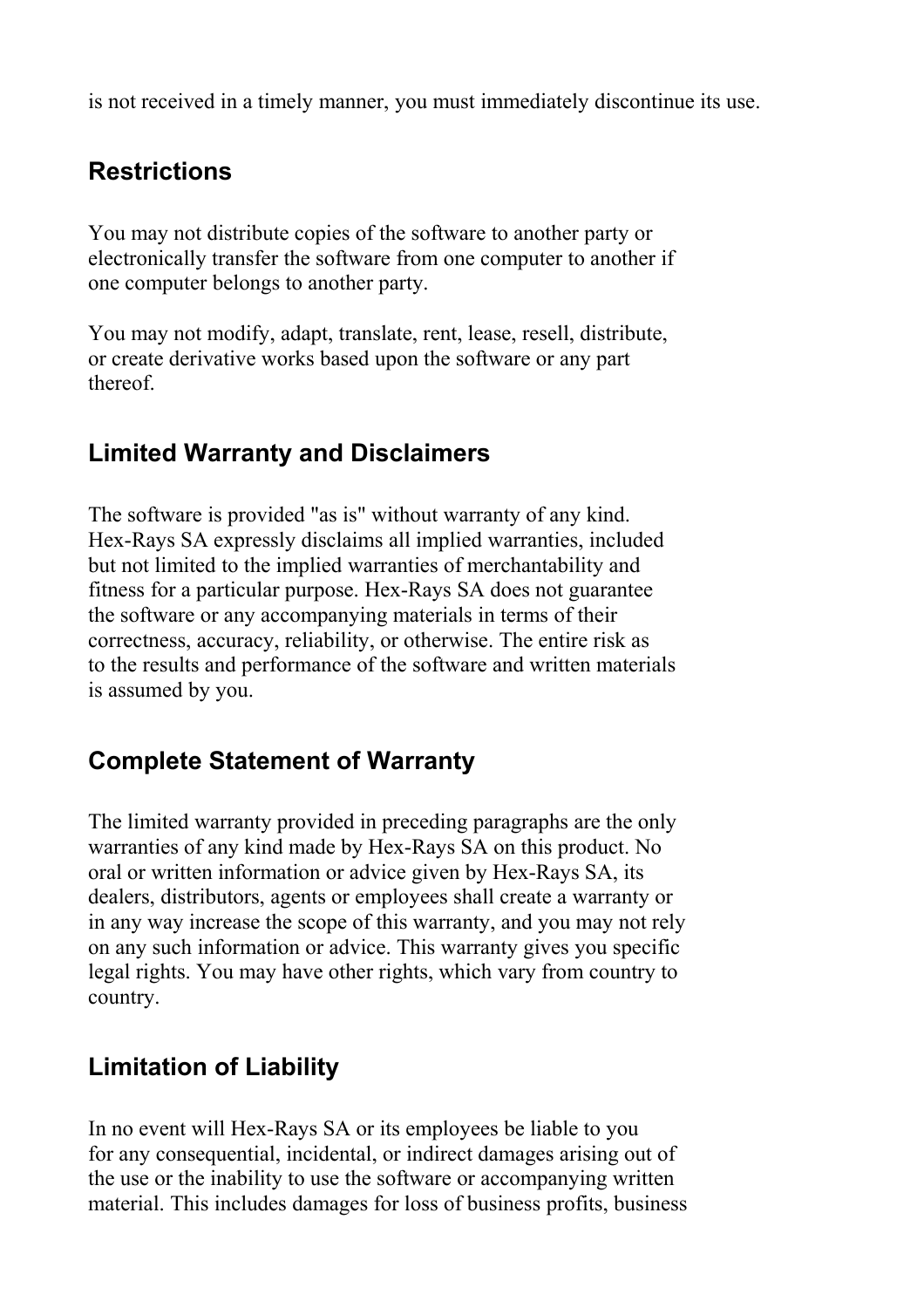is not received in a timely manner, you must immediately discontinue its use.

## Restrictions

You may not distribute copies of the software to another party or electronically transfer the software from one computer to another if one computer belongs to another party.

You may not modify, adapt, translate, rent, lease, resell, distribute, or create derivative works based upon the software or any part thereof.

## Limited Warranty and Disclaimers

The software is provided "as is" without warranty of any kind. Hex-Rays SA expressly disclaims all implied warranties, included but not limited to the implied warranties of merchantability and fitness for a particular purpose. Hex-Rays SA does not guarantee the software or any accompanying materials in terms of their correctness, accuracy, reliability, or otherwise. The entire risk as to the results and performance of the software and written materials is assumed by you.

## Complete Statement of Warranty

The limited warranty provided in preceding paragraphs are the only warranties of any kind made by Hex-Rays SA on this product. No oral or written information or advice given by Hex-Rays SA, its dealers, distributors, agents or employees shall create a warranty or in any way increase the scope of this warranty, and you may not rely on any such information or advice. This warranty gives you specific legal rights. You may have other rights, which vary from country to country.

## Limitation of Liability

In no event will Hex-Rays SA or its employees be liable to you for any consequential, incidental, or indirect damages arising out of the use or the inability to use the software or accompanying written material. This includes damages for loss of business profits, business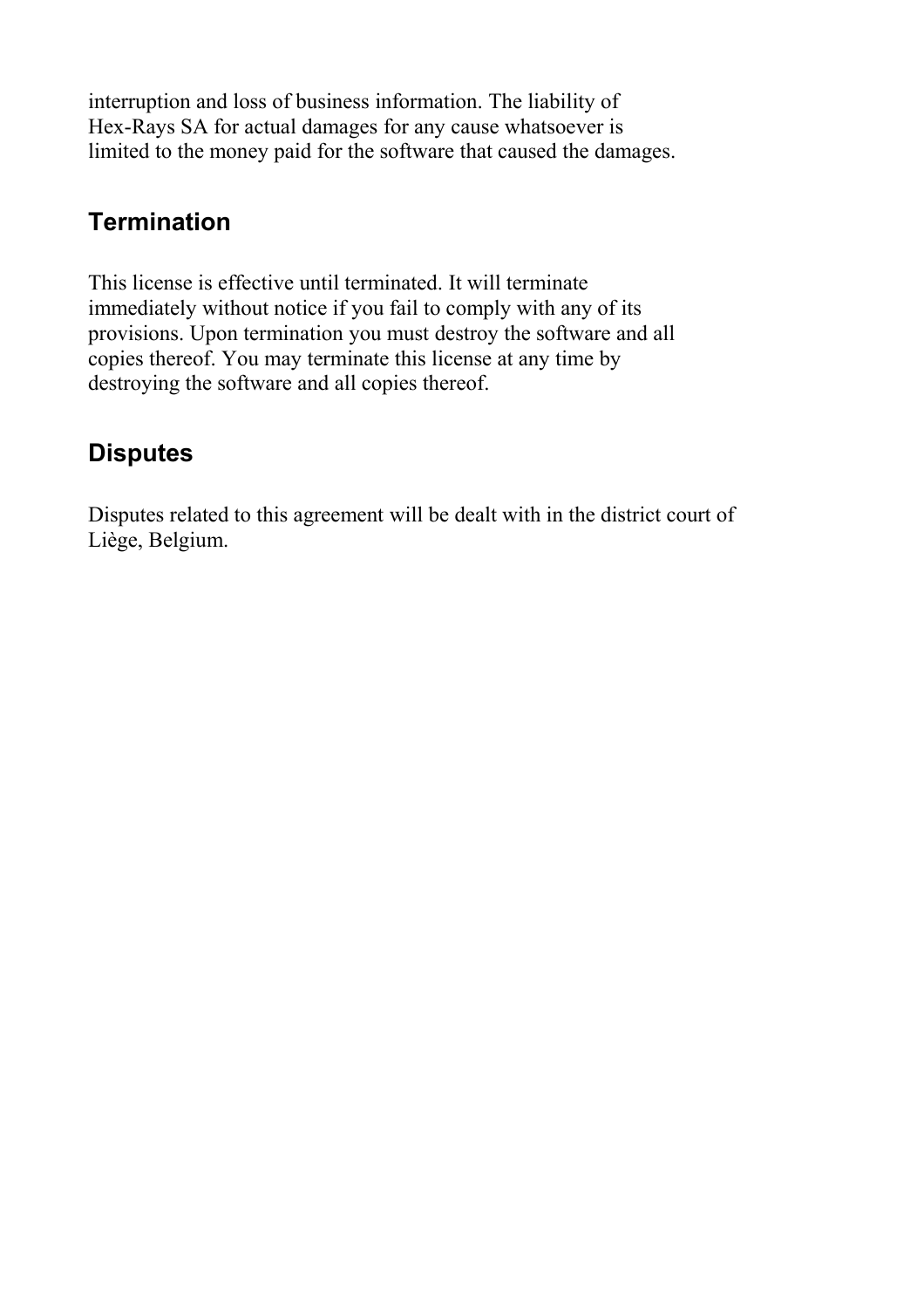interruption and loss of business information. The liability of Hex-Rays SA for actual damages for any cause whatsoever is limited to the money paid for the software that caused the damages.

## Termination

This license is effective until terminated. It will terminate immediately without notice if you fail to comply with any of its provisions. Upon termination you must destroy the software and all copies thereof. You may terminate this license at any time by destroying the software and all copies thereof.

## Disputes

Disputes related to this agreement will be dealt with in the district court of Liège, Belgium.